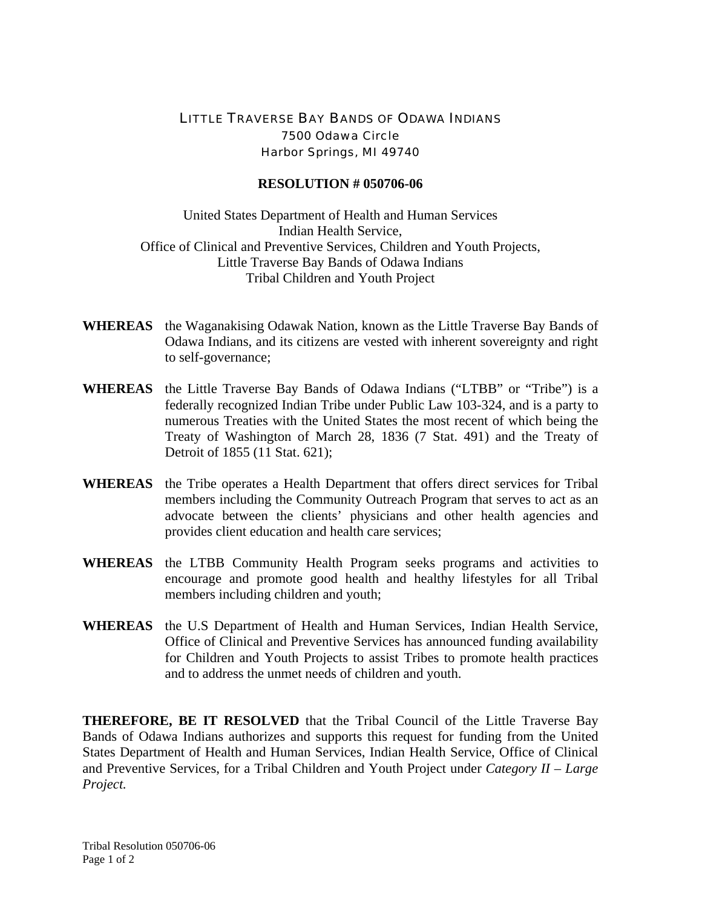# LITTLE TRAVERSE BAY BANDS OF ODAWA INDIANS

7500 Odawa Circle
Harbor Springs, MI 49740

**RESOLUTION # 050706-06**

United States Department of Health and Human Services
Indian Health Service,
Office of Clinical and Preventive Services, Children and Youth Projects,
Little Traverse Bay Bands of Odawa Indians
Tribal Children and Youth Project

**WHEREAS** the Waganakising Odawak Nation, known as the Little Traverse Bay Bands of Odawa Indians, and its citizens are vested with inherent sovereignty and right to self-governance;

**WHEREAS** the Little Traverse Bay Bands of Odawa Indians ("LTBB" or "Tribe") is a federally recognized Indian Tribe under Public Law 103-324, and is a party to numerous Treaties with the United States the most recent of which being the Treaty of Washington of March 28, 1836 (7 Stat. 491) and the Treaty of Detroit of 1855 (11 Stat. 621);

**WHEREAS** the Tribe operates a Health Department that offers direct services for Tribal members including the Community Outreach Program that serves to act as an advocate between the clients' physicians and other health agencies and provides client education and health care services;

**WHEREAS** the LTBB Community Health Program seeks programs and activities to encourage and promote good health and healthy lifestyles for all Tribal members including children and youth;

**WHEREAS** the U.S Department of Health and Human Services, Indian Health Service, Office of Clinical and Preventive Services has announced funding availability for Children and Youth Projects to assist Tribes to promote health practices and to address the unmet needs of children and youth.

**THEREFORE, BE IT RESOLVED** that the Tribal Council of the Little Traverse Bay Bands of Odawa Indians authorizes and supports this request for funding from the United States Department of Health and Human Services, Indian Health Service, Office of Clinical and Preventive Services, for a Tribal Children and Youth Project under *Category II – Large Project.*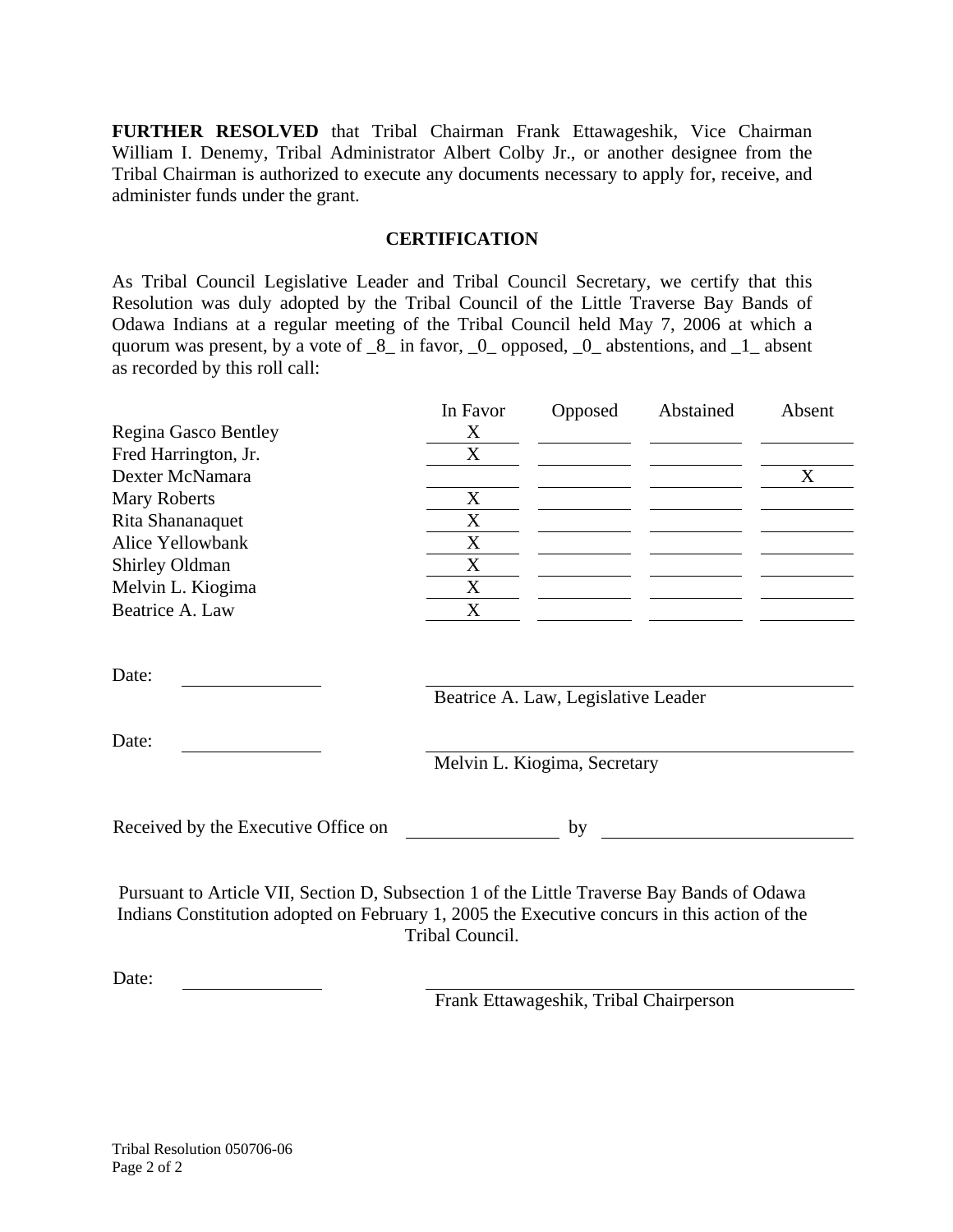**FURTHER RESOLVED** that Tribal Chairman Frank Ettawageshik, Vice Chairman William I. Denemy, Tribal Administrator Albert Colby Jr., or another designee from the Tribal Chairman is authorized to execute any documents necessary to apply for, receive, and administer funds under the grant.

## CERTIFICATION

As Tribal Council Legislative Leader and Tribal Council Secretary, we certify that this Resolution was duly adopted by the Tribal Council of the Little Traverse Bay Bands of Odawa Indians at a regular meeting of the Tribal Council held May 7, 2006 at which a quorum was present, by a vote of _8_ in favor, _0_ opposed, _0_ abstentions, and _1_ absent as recorded by this roll call:

| | In Favor | Opposed | Abstained | Absent |
|---|---|---|---|---|
| Regina Gasco Bentley | X | | | |
| Fred Harrington, Jr. | X | | | |
| Dexter McNamara | | | | X |
| Mary Roberts | X | | | |
| Rita Shananaquet | X | | | |
| Alice Yellowbank | X | | | |
| Shirley Oldman | X | | | |
| Melvin L. Kiogima | X | | | |
| Beatrice A. Law | X | | | |

Date: ______________ ______________________________
Beatrice A. Law, Legislative Leader

Date: ______________ ______________________________
Melvin L. Kiogima, Secretary

Received by the Executive Office on ______________ by ______________________

Pursuant to Article VII, Section D, Subsection 1 of the Little Traverse Bay Bands of Odawa Indians Constitution adopted on February 1, 2005 the Executive concurs in this action of the Tribal Council.

Date: ______________ ______________________________
Frank Ettawageshik, Tribal Chairperson

Tribal Resolution 050706-06